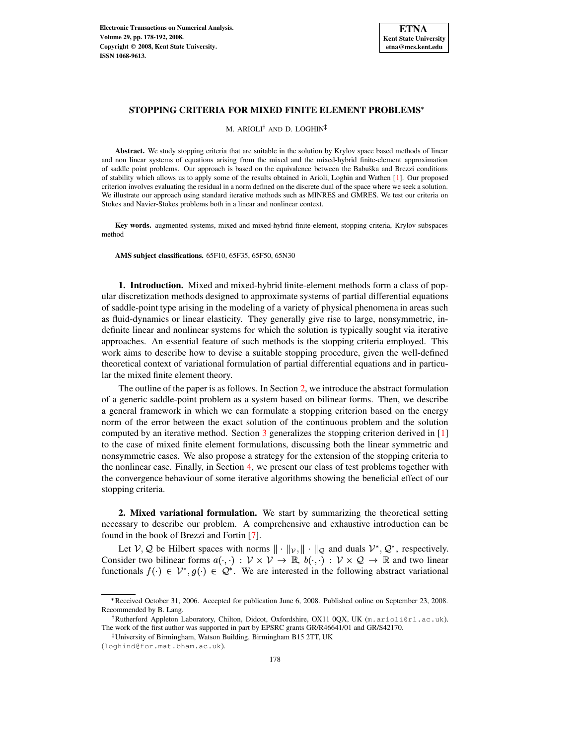# STOPPING CRITERIA FOR MIXED FINITE ELEMENT PROBLEMS*

M. ARIOLI† AND D. LOGHIN‡

**Abstract.** We study stopping criteria that are suitable in the solution by Krylov space based methods of linear and non linear systems of equations arising from the mixed and the mixed-hybrid finite-element approximation of saddle point problems. Our approach is based on the equivalence between the Babuška and Brezzi conditions of stability which allows us to apply some of the results obtained in Arioli, Loghin and Wathen [1]. Our proposed criterion involves evaluating the residual in a norm defined on the discrete dual of the space where we seek a solution. We illustrate our approach using standard iterative methods such as MINRES and GMRES. We test our criteria on Stokes and Navier-Stokes problems both in a linear and nonlinear context.

**Key words.** augmented systems, mixed and mixed-hybrid finite-element, stopping criteria, Krylov subspaces method

**AMS subject classifications.** 65F10, 65F35, 65F50, 65N30

## 1. Introduction.

Mixed and mixed-hybrid finite-element methods form a class of popular discretization methods designed to approximate systems of partial differential equations of saddle-point type arising in the modeling of a variety of physical phenomena in areas such as fluid-dynamics or linear elasticity. They generally give rise to large, nonsymmetric, indefinite linear and nonlinear systems for which the solution is typically sought via iterative approaches. An essential feature of such methods is the stopping criteria employed. This work aims to describe how to devise a suitable stopping procedure, given the well-defined theoretical context of variational formulation of partial differential equations and in particular the mixed finite element theory.

The outline of the paper is as follows. In Section 2, we introduce the abstract formulation of a generic saddle-point problem as a system based on bilinear forms. Then, we describe a general framework in which we can formulate a stopping criterion based on the energy norm of the error between the exact solution of the continuous problem and the solution computed by an iterative method. Section 3 generalizes the stopping criterion derived in [1] to the case of mixed finite element formulations, discussing both the linear symmetric and nonsymmetric cases. We also propose a strategy for the extension of the stopping criteria to the nonlinear case. Finally, in Section 4, we present our class of test problems together with the convergence behaviour of some iterative algorithms showing the beneficial effect of our stopping criteria.

## 2. Mixed variational formulation.

We start by summarizing the theoretical setting necessary to describe our problem. A comprehensive and exhaustive introduction can be found in the book of Brezzi and Fortin [7].

Let $\mathcal{V}, \mathcal{Q}$ be Hilbert spaces with norms $\|\cdot\|_{\mathcal{V}}, \|\cdot\|_{\mathcal{Q}}$ and duals $\mathcal{V}^*, \mathcal{Q}^*$, respectively. Consider two bilinear forms $a(\cdot,\cdot) : \mathcal{V} \times \mathcal{V} \to \mathbb{R}$, $b(\cdot,\cdot) : \mathcal{V} \times \mathcal{Q} \to \mathbb{R}$ and two linear functionals $f(\cdot) \in \mathcal{V}^*, g(\cdot) \in \mathcal{Q}^*$. We are interested in the following abstract variational

---

*Received October 31, 2006. Accepted for publication June 6, 2008. Published online on September 23, 2008. Recommended by B. Lang.

†Rutherford Appleton Laboratory, Chilton, Didcot, Oxfordshire, OX11 0QX, UK (m.arioli@rl.ac.uk). The work of the first author was supported in part by EPSRC grants GR/R46641/01 and GR/S42170.

‡University of Birmingham, Watson Building, Birmingham B15 2TT, UK (loghind@for.mat.bham.ac.uk).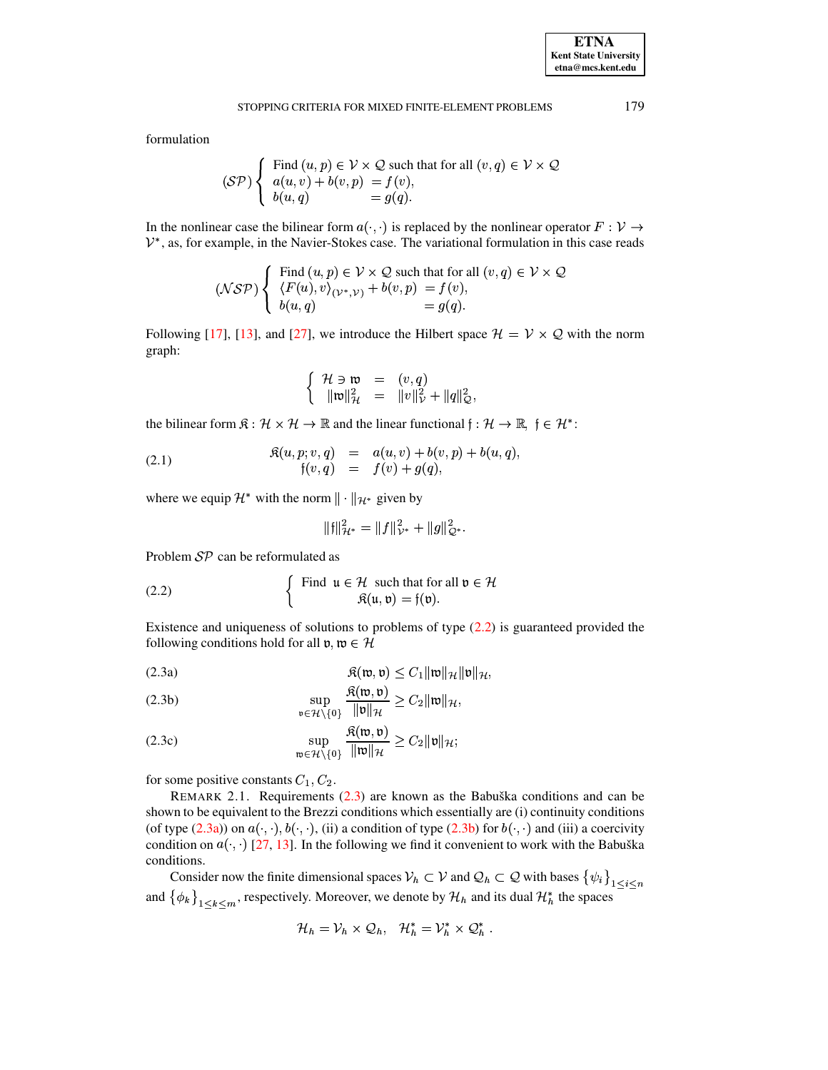formulation

$$(\mathcal{SP}) \left\{ \begin{array}{ll} \text{Find } (u,p) \in \mathcal{V} \times \mathcal{Q} \text{ such that for all } (v,q) \in \mathcal{V} \times \mathcal{Q} \\ a(u,v) + b(v,p) &= f(v), \\ b(u,q) &= g(q). \end{array} \right.$$

In the nonlinear case the bilinear form $a(\cdot,\cdot)$ is replaced by the nonlinear operator $F : \mathcal{V} \to \mathcal{V}^*$, as, for example, in the Navier-Stokes case. The variational formulation in this case reads

$$(\mathcal{NSP}) \left\{ \begin{array}{ll} \text{Find } (u,p) \in \mathcal{V} \times \mathcal{Q} \text{ such that for all } (v,q) \in \mathcal{V} \times \mathcal{Q} \\ \langle F(u), v \rangle_{(\mathcal{V}^*,\mathcal{V})} + b(v,p) &= f(v), \\ b(u,q) &= g(q). \end{array} \right.$$

Following [17], [13], and [27], we introduce the Hilbert space $\mathcal{H} = \mathcal{V} \times \mathcal{Q}$ with the norm graph:

$$\left\{ \begin{array}{rcl} \mathcal{H} \ni \mathfrak{w} &=& (v,q) \\ \|\mathfrak{w}\|_{\mathcal{H}}^2 &=& \|v\|_{\mathcal{V}}^2 + \|q\|_{\mathcal{Q}}^2, \end{array} \right.$$

the bilinear form $\mathfrak{K} : \mathcal{H} \times \mathcal{H} \to \mathbb{R}$ and the linear functional $\mathfrak{f} : \mathcal{H} \to \mathbb{R}$, $\mathfrak{f} \in \mathcal{H}^*$:

$$\begin{array}{rcl} \mathfrak{K}(u,p;v,q) &=& a(u,v) + b(v,p) + b(u,q), \\ \mathfrak{f}(v,q) &=& f(v) + g(q), \end{array} \tag{2.1}$$

where we equip $\mathcal{H}^*$ with the norm $\|\cdot\|_{\mathcal{H}^*}$ given by

$$\|\mathfrak{f}\|_{\mathcal{H}^*}^2 = \|f\|_{\mathcal{V}^*}^2 + \|g\|_{\mathcal{Q}^*}^2.$$

Problem $\mathcal{SP}$ can be reformulated as

$$\left\{ \begin{array}{c} \text{Find } \mathfrak{u} \in \mathcal{H} \text{ such that for all } \mathfrak{v} \in \mathcal{H} \\ \mathfrak{K}(\mathfrak{u},\mathfrak{v}) = \mathfrak{f}(\mathfrak{v}). \end{array} \right. \tag{2.2}$$

Existence and uniqueness of solutions to problems of type (2.2) is guaranteed provided the following conditions hold for all $\mathfrak{v}, \mathfrak{w} \in \mathcal{H}$

$$\mathfrak{K}(\mathfrak{w},\mathfrak{v}) \le C_1 \|\mathfrak{w}\|_{\mathcal{H}} \|\mathfrak{v}\|_{\mathcal{H}}, \tag{2.3a}$$

$$\sup_{\mathfrak{v} \in \mathcal{H} \setminus \{0\}} \frac{\mathfrak{K}(\mathfrak{w},\mathfrak{v})}{\|\mathfrak{v}\|_{\mathcal{H}}} \ge C_2 \|\mathfrak{w}\|_{\mathcal{H}}, \tag{2.3b}$$

$$\sup_{\mathfrak{w} \in \mathcal{H} \setminus \{0\}} \frac{\mathfrak{K}(\mathfrak{w},\mathfrak{v})}{\|\mathfrak{w}\|_{\mathcal{H}}} \ge C_2 \|\mathfrak{v}\|_{\mathcal{H}}; \tag{2.3c}$$

for some positive constants $C_1, C_2$.

REMARK 2.1. Requirements (2.3) are known as the Babuška conditions and can be shown to be equivalent to the Brezzi conditions which essentially are (i) continuity conditions (of type (2.3a)) on $a(\cdot,\cdot)$, $b(\cdot,\cdot)$, (ii) a condition of type (2.3b) for $b(\cdot,\cdot)$ and (iii) a coercivity condition on $a(\cdot,\cdot)$ [27, 13]. In the following we find it convenient to work with the Babuška conditions.

Consider now the finite dimensional spaces $\mathcal{V}_h \subset \mathcal{V}$ and $\mathcal{Q}_h \subset \mathcal{Q}$ with bases $\{\psi_i\}_{1 \le i \le n}$ and $\{\phi_k\}_{1 \le k \le m}$, respectively. Moreover, we denote by $\mathcal{H}_h$ and its dual $\mathcal{H}_h^*$ the spaces

$$\mathcal{H}_h = \mathcal{V}_h \times \mathcal{Q}_h, \quad \mathcal{H}_h^* = \mathcal{V}_h^* \times \mathcal{Q}_h^* .$$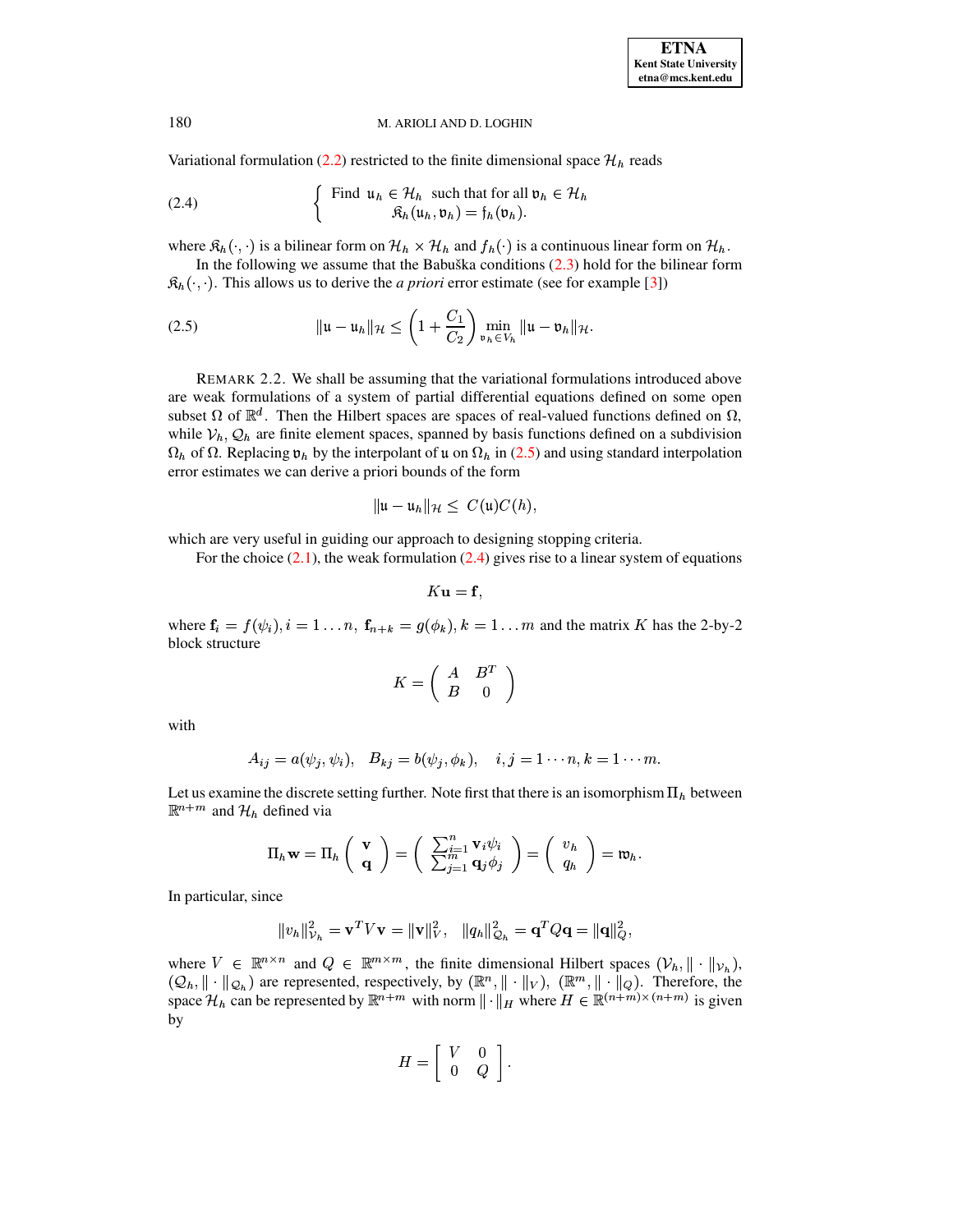Variational formulation (2.2) restricted to the finite dimensional space $\mathcal{H}_h$ reads

$$
\left\{ \begin{array}{c} \text{Find } \mathfrak{u}_h \in \mathcal{H}_h \text{ such that for all } \mathfrak{v}_h \in \mathcal{H}_h \\ \mathfrak{K}_h(\mathfrak{u}_h, \mathfrak{v}_h) = \mathfrak{f}_h(\mathfrak{v}_h). \end{array} \right. \tag{2.4}
$$

where $\mathfrak{K}_h(\cdot,\cdot)$ is a bilinear form on $\mathcal{H}_h \times \mathcal{H}_h$ and $f_h(\cdot)$ is a continuous linear form on $\mathcal{H}_h$.

In the following we assume that the Babuška conditions (2.3) hold for the bilinear form $\mathfrak{K}_h(\cdot,\cdot)$. This allows us to derive the *a priori* error estimate (see for example [3])

$$
\|\mathfrak{u} - \mathfrak{u}_h\|_{\mathcal{H}} \leq \left(1 + \frac{C_1}{C_2}\right) \min_{\mathfrak{v}_h \in V_h} \|\mathfrak{u} - \mathfrak{v}_h\|_{\mathcal{H}}. \tag{2.5}
$$

REMARK 2.2. We shall be assuming that the variational formulations introduced above are weak formulations of a system of partial differential equations defined on some open subset $\Omega$ of $\mathbb{R}^d$. Then the Hilbert spaces are spaces of real-valued functions defined on $\Omega$, while $\mathcal{V}_h, \mathcal{Q}_h$ are finite element spaces, spanned by basis functions defined on a subdivision $\Omega_h$ of $\Omega$. Replacing $\mathfrak{v}_h$ by the interpolant of $\mathfrak{u}$ on $\Omega_h$ in (2.5) and using standard interpolation error estimates we can derive a priori bounds of the form

$$
\|\mathfrak{u} - \mathfrak{u}_h\|_{\mathcal{H}} \leq C(\mathfrak{u})C(h),
$$

which are very useful in guiding our approach to designing stopping criteria.

For the choice (2.1), the weak formulation (2.4) gives rise to a linear system of equations

$$
K\mathbf{u} = \mathbf{f},
$$

where $\mathbf{f}_i = f(\psi_i), i = 1 \ldots n,\ \mathbf{f}_{n+k} = g(\phi_k), k = 1 \ldots m$ and the matrix $K$ has the 2-by-2 block structure

$$
K = \begin{pmatrix} A & B^T \\ B & 0 \end{pmatrix}
$$

with

$$
A_{ij} = a(\psi_j, \psi_i), \quad B_{kj} = b(\psi_j, \phi_k), \quad i, j = 1 \cdots n, k = 1 \cdots m.
$$

Let us examine the discrete setting further. Note first that there is an isomorphism $\Pi_h$ between $\mathbb{R}^{n+m}$ and $\mathcal{H}_h$ defined via

$$
\Pi_h \mathbf{w} = \Pi_h \begin{pmatrix} \mathbf{v} \\ \mathbf{q} \end{pmatrix} = \begin{pmatrix} \sum_{i=1}^n \mathbf{v}_i \psi_i \\ \sum_{j=1}^m \mathbf{q}_j \phi_j \end{pmatrix} = \begin{pmatrix} v_h \\ q_h \end{pmatrix} = \mathfrak{w}_h.
$$

In particular, since

$$
\|v_h\|_{\mathcal{V}_h}^2 = \mathbf{v}^T V \mathbf{v} = \|\mathbf{v}\|_V^2, \quad \|q_h\|_{\mathcal{Q}_h}^2 = \mathbf{q}^T Q \mathbf{q} = \|\mathbf{q}\|_Q^2,
$$

where $V \in \mathbb{R}^{n \times n}$ and $Q \in \mathbb{R}^{m \times m}$, the finite dimensional Hilbert spaces $(\mathcal{V}_h, \|\cdot\|_{\mathcal{V}_h})$, $(\mathcal{Q}_h, \|\cdot\|_{\mathcal{Q}_h})$ are represented, respectively, by $(\mathbb{R}^n, \|\cdot\|_V)$, $(\mathbb{R}^m, \|\cdot\|_Q)$. Therefore, the space $\mathcal{H}_h$ can be represented by $\mathbb{R}^{n+m}$ with norm $\|\cdot\|_H$ where $H \in \mathbb{R}^{(n+m)\times(n+m)}$ is given by

$$
H = \begin{bmatrix} V & 0 \\ 0 & Q \end{bmatrix}.
$$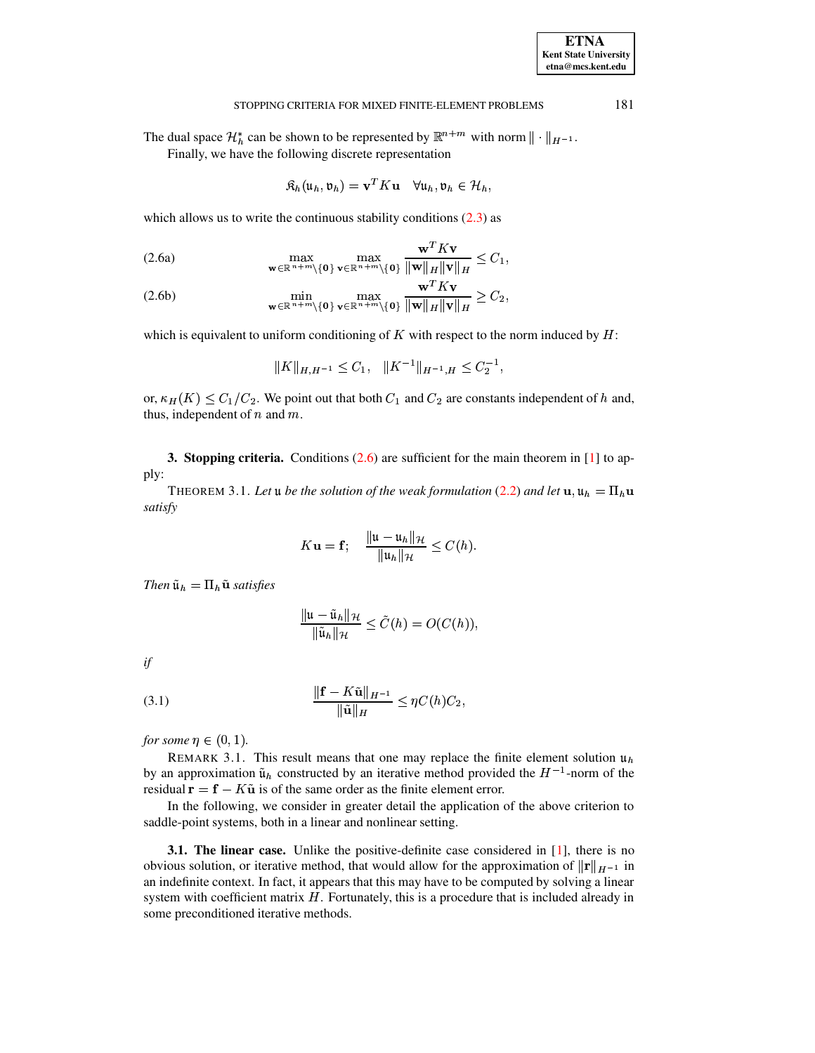The dual space $\mathcal{H}_h^*$ can be shown to be represented by $\mathbb{R}^{n+m}$ with norm $\|\cdot\|_{H^{-1}}$.

Finally, we have the following discrete representation

$$\mathfrak{K}_h(\mathfrak{u}_h, \mathfrak{v}_h) = \mathbf{v}^T K \mathbf{u} \quad \forall \mathfrak{u}_h, \mathfrak{v}_h \in \mathcal{H}_h,$$

which allows us to write the continuous stability conditions (2.3) as

$$\max_{\mathbf{w}\in\mathbb{R}^{n+m}\setminus\{\mathbf{0}\}} \max_{\mathbf{v}\in\mathbb{R}^{n+m}\setminus\{\mathbf{0}\}} \frac{\mathbf{w}^T K \mathbf{v}}{\|\mathbf{w}\|_H \|\mathbf{v}\|_H} \leq C_1, \tag{2.6a}$$

$$\min_{\mathbf{w}\in\mathbb{R}^{n+m}\setminus\{\mathbf{0}\}} \max_{\mathbf{v}\in\mathbb{R}^{n+m}\setminus\{\mathbf{0}\}} \frac{\mathbf{w}^T K \mathbf{v}}{\|\mathbf{w}\|_H \|\mathbf{v}\|_H} \geq C_2, \tag{2.6b}$$

which is equivalent to uniform conditioning of $K$ with respect to the norm induced by $H$:

$$\|K\|_{H,H^{-1}} \leq C_1, \quad \|K^{-1}\|_{H^{-1},H} \leq C_2^{-1},$$

or, $\kappa_H(K) \leq C_1/C_2$. We point out that both $C_1$ and $C_2$ are constants independent of $h$ and, thus, independent of $n$ and $m$.

## 3. Stopping criteria.

Conditions (2.6) are sufficient for the main theorem in [1] to apply:

THEOREM 3.1. *Let $\mathfrak{u}$ be the solution of the weak formulation (2.2) and let $\mathbf{u}, \mathfrak{u}_h = \Pi_h \mathbf{u}$ satisfy*

$$K\mathbf{u} = \mathbf{f}; \quad \frac{\|\mathfrak{u} - \mathfrak{u}_h\|_{\mathcal{H}}}{\|\mathfrak{u}_h\|_{\mathcal{H}}} \leq C(h).$$

*Then $\tilde{\mathfrak{u}}_h = \Pi_h \tilde{\mathbf{u}}$ satisfies*

$$\frac{\|\mathfrak{u} - \tilde{\mathfrak{u}}_h\|_{\mathcal{H}}}{\|\tilde{\mathfrak{u}}_h\|_{\mathcal{H}}} \leq \tilde{C}(h) = O(C(h)),$$

*if*

$$\frac{\|\mathbf{f} - K\tilde{\mathbf{u}}\|_{H^{-1}}}{\|\tilde{\mathbf{u}}\|_H} \leq \eta C(h) C_2, \tag{3.1}$$

*for some $\eta \in (0, 1)$.*

REMARK 3.1. This result means that one may replace the finite element solution $\mathfrak{u}_h$ by an approximation $\tilde{\mathfrak{u}}_h$ constructed by an iterative method provided the $H^{-1}$-norm of the residual $\mathbf{r} = \mathbf{f} - K\tilde{\mathbf{u}}$ is of the same order as the finite element error.

In the following, we consider in greater detail the application of the above criterion to saddle-point systems, both in a linear and nonlinear setting.

### 3.1. The linear case.

Unlike the positive-definite case considered in [1], there is no obvious solution, or iterative method, that would allow for the approximation of $\|\mathbf{r}\|_{H^{-1}}$ in an indefinite context. In fact, it appears that this may have to be computed by solving a linear system with coefficient matrix $H$. Fortunately, this is a procedure that is included already in some preconditioned iterative methods.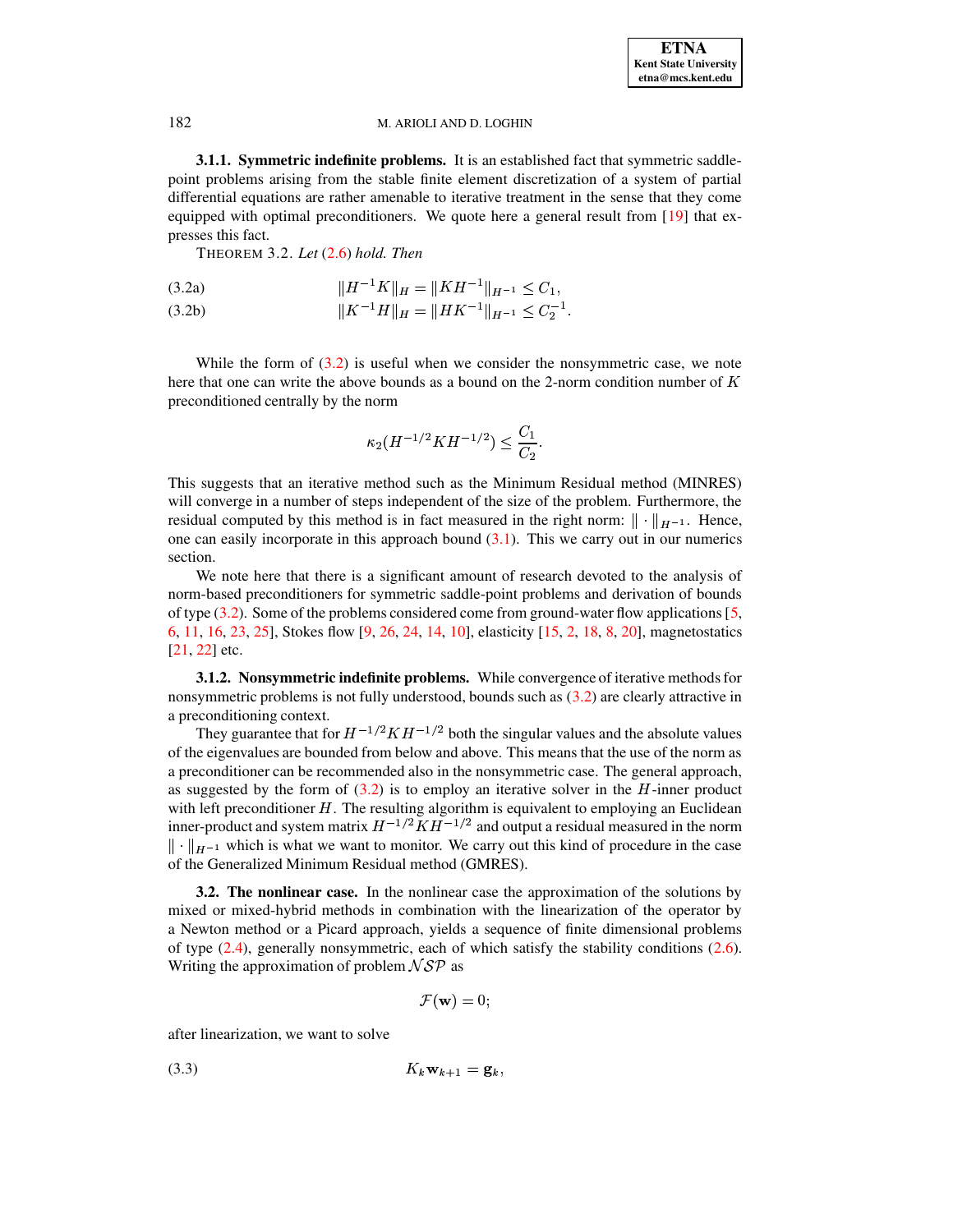### 3.1.1. Symmetric indefinite problems.

It is an established fact that symmetric saddle-point problems arising from the stable finite element discretization of a system of partial differential equations are rather amenable to iterative treatment in the sense that they come equipped with optimal preconditioners. We quote here a general result from [19] that expresses this fact.

THEOREM 3.2. *Let* (2.6) *hold. Then*

$$\|H^{-1}K\|_H = \|KH^{-1}\|_{H^{-1}} \leq C_1, \tag{3.2a}$$

$$\|K^{-1}H\|_H = \|HK^{-1}\|_{H^{-1}} \leq C_2^{-1}. \tag{3.2b}$$

While the form of (3.2) is useful when we consider the nonsymmetric case, we note here that one can write the above bounds as a bound on the 2-norm condition number of $K$ preconditioned centrally by the norm

$$\kappa_2(H^{-1/2}KH^{-1/2}) \leq \frac{C_1}{C_2}.$$

This suggests that an iterative method such as the Minimum Residual method (MINRES) will converge in a number of steps independent of the size of the problem. Furthermore, the residual computed by this method is in fact measured in the right norm: $\|\cdot\|_{H^{-1}}$. Hence, one can easily incorporate in this approach bound (3.1). This we carry out in our numerics section.

We note here that there is a significant amount of research devoted to the analysis of norm-based preconditioners for symmetric saddle-point problems and derivation of bounds of type (3.2). Some of the problems considered come from ground-water flow applications [5, 6, 11, 16, 23, 25], Stokes flow [9, 26, 24, 14, 10], elasticity [15, 2, 18, 8, 20], magnetostatics [21, 22] etc.

### 3.1.2. Nonsymmetric indefinite problems.

While convergence of iterative methods for nonsymmetric problems is not fully understood, bounds such as (3.2) are clearly attractive in a preconditioning context.

They guarantee that for $H^{-1/2}KH^{-1/2}$ both the singular values and the absolute values of the eigenvalues are bounded from below and above. This means that the use of the norm as a preconditioner can be recommended also in the nonsymmetric case. The general approach, as suggested by the form of (3.2) is to employ an iterative solver in the $H$-inner product with left preconditioner $H$. The resulting algorithm is equivalent to employing an Euclidean inner-product and system matrix $H^{-1/2}KH^{-1/2}$ and output a residual measured in the norm $\|\cdot\|_{H^{-1}}$ which is what we want to monitor. We carry out this kind of procedure in the case of the Generalized Minimum Residual method (GMRES).

## 3.2. The nonlinear case.

In the nonlinear case the approximation of the solutions by mixed or mixed-hybrid methods in combination with the linearization of the operator by a Newton method or a Picard approach, yields a sequence of finite dimensional problems of type (2.4), generally nonsymmetric, each of which satisfy the stability conditions (2.6). Writing the approximation of problem $\mathcal{NSP}$ as

$$\mathcal{F}(\mathbf{w}) = 0;$$

after linearization, we want to solve

$$K_k \mathbf{w}_{k+1} = \mathbf{g}_k, \tag{3.3}$$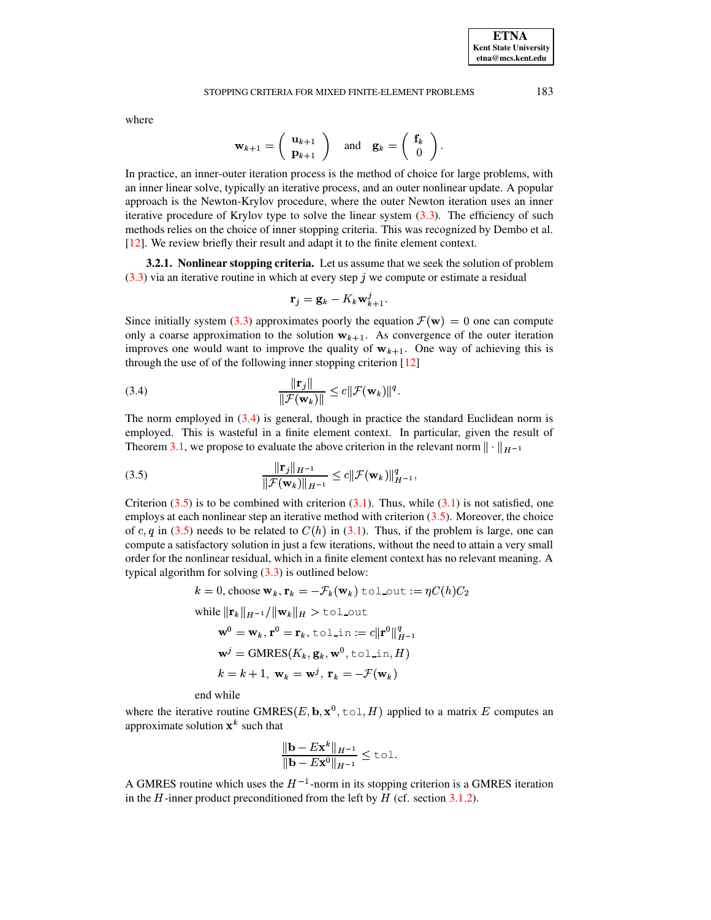where

$$\mathbf{w}_{k+1} = \begin{pmatrix} \mathbf{u}_{k+1} \\ \mathbf{p}_{k+1} \end{pmatrix} \quad \text{and} \quad \mathbf{g}_k = \begin{pmatrix} \mathbf{f}_k \\ 0 \end{pmatrix}.$$

In practice, an inner-outer iteration process is the method of choice for large problems, with an inner linear solve, typically an iterative process, and an outer nonlinear update. A popular approach is the Newton-Krylov procedure, where the outer Newton iteration uses an inner iterative procedure of Krylov type to solve the linear system (3.3). The efficiency of such methods relies on the choice of inner stopping criteria. This was recognized by Dembo et al. [12]. We review briefly their result and adapt it to the finite element context.

**3.2.1. Nonlinear stopping criteria.** Let us assume that we seek the solution of problem (3.3) via an iterative routine in which at every step $j$ we compute or estimate a residual

$$\mathbf{r}_j = \mathbf{g}_k - K_k \mathbf{w}_{k+1}^j.$$

Since initially system (3.3) approximates poorly the equation $\mathcal{F}(\mathbf{w}) = 0$ one can compute only a coarse approximation to the solution $\mathbf{w}_{k+1}$. As convergence of the outer iteration improves one would want to improve the quality of $\mathbf{w}_{k+1}$. One way of achieving this is through the use of of the following inner stopping criterion [12]

$$\frac{\|\mathbf{r}_j\|}{\|\mathcal{F}(\mathbf{w}_k)\|} \le c\|\mathcal{F}(\mathbf{w}_k)\|^q. \tag{3.4}$$

The norm employed in (3.4) is general, though in practice the standard Euclidean norm is employed. This is wasteful in a finite element context. In particular, given the result of Theorem 3.1, we propose to evaluate the above criterion in the relevant norm $\|\cdot\|_{H^{-1}}$

$$\frac{\|\mathbf{r}_j\|_{H^{-1}}}{\|\mathcal{F}(\mathbf{w}_k)\|_{H^{-1}}} \le c\|\mathcal{F}(\mathbf{w}_k)\|_{H^{-1}}^q, \tag{3.5}$$

Criterion (3.5) is to be combined with criterion (3.1). Thus, while (3.1) is not satisfied, one employs at each nonlinear step an iterative method with criterion (3.5). Moreover, the choice of $c, q$ in (3.5) needs to be related to $C(h)$ in (3.1). Thus, if the problem is large, one can compute a satisfactory solution in just a few iterations, without the need to attain a very small order for the nonlinear residual, which in a finite element context has no relevant meaning. A typical algorithm for solving (3.3) is outlined below:

$k = 0$, choose $\mathbf{w}_k$, $\mathbf{r}_k = -\mathcal{F}_k(\mathbf{w}_k)$ `tol_out` $:= \eta C(h) C_2$

while $\|\mathbf{r}_k\|_{H^{-1}} / \|\mathbf{w}_k\|_H >$ `tol_out`

  $\mathbf{w}^0 = \mathbf{w}_k$, $\mathbf{r}^0 = \mathbf{r}_k$, `tol_in` $:= c\|\mathbf{r}^0\|_{H^{-1}}^q$

  $\mathbf{w}^j = \text{GMRES}(K_k, \mathbf{g}_k, \mathbf{w}^0, \texttt{tol\_in}, H)$

  $k = k+1,\ \mathbf{w}_k = \mathbf{w}^j,\ \mathbf{r}_k = -\mathcal{F}(\mathbf{w}_k)$

end while

where the iterative routine $\text{GMRES}(E, \mathbf{b}, \mathbf{x}^0, \texttt{tol}, H)$ applied to a matrix $E$ computes an approximate solution $\mathbf{x}^k$ such that

$$\frac{\|\mathbf{b} - E\mathbf{x}^k\|_{H^{-1}}}{\|\mathbf{b} - E\mathbf{x}^0\|_{H^{-1}}} \le \texttt{tol}.$$

A GMRES routine which uses the $H^{-1}$-norm in its stopping criterion is a GMRES iteration in the $H$-inner product preconditioned from the left by $H$ (cf. section 3.1.2).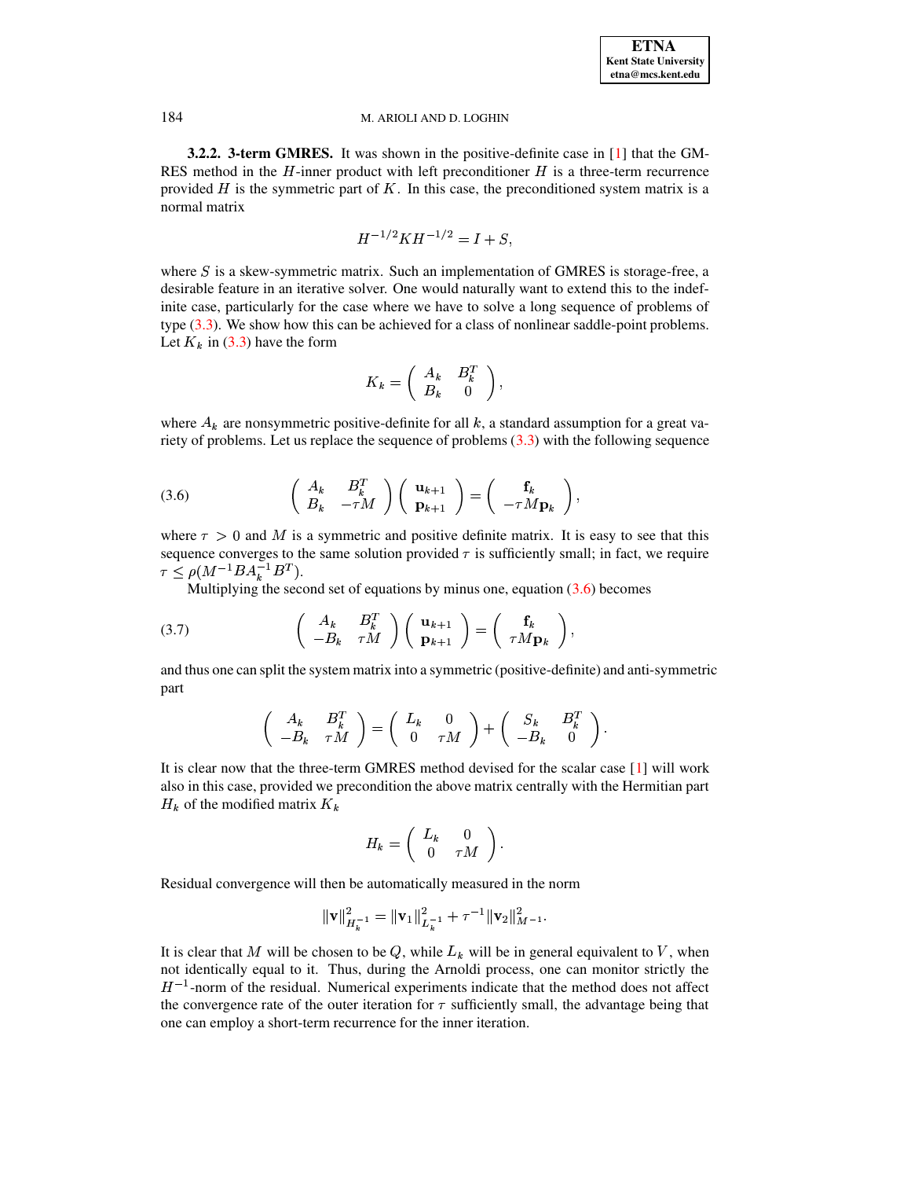**3.2.2. 3-term GMRES.** It was shown in the positive-definite case in [1] that the GMRES method in the $H$-inner product with left preconditioner $H$ is a three-term recurrence provided $H$ is the symmetric part of $K$. In this case, the preconditioned system matrix is a normal matrix

$$H^{-1/2}KH^{-1/2} = I + S,$$

where $S$ is a skew-symmetric matrix. Such an implementation of GMRES is storage-free, a desirable feature in an iterative solver. One would naturally want to extend this to the indefinite case, particularly for the case where we have to solve a long sequence of problems of type (3.3). We show how this can be achieved for a class of nonlinear saddle-point problems. Let $K_k$ in (3.3) have the form

$$K_k = \begin{pmatrix} A_k & B_k^T \\ B_k & 0 \end{pmatrix},$$

where $A_k$ are nonsymmetric positive-definite for all $k$, a standard assumption for a great variety of problems. Let us replace the sequence of problems (3.3) with the following sequence

$$\begin{pmatrix} A_k & B_k^T \\ B_k & -\tau M \end{pmatrix} \begin{pmatrix} \mathbf{u}_{k+1} \\ \mathbf{p}_{k+1} \end{pmatrix} = \begin{pmatrix} \mathbf{f}_k \\ -\tau M \mathbf{p}_k \end{pmatrix}, \tag{3.6}$$

where $\tau > 0$ and $M$ is a symmetric and positive definite matrix. It is easy to see that this sequence converges to the same solution provided $\tau$ is sufficiently small; in fact, we require $\tau \leq \rho(M^{-1}BA_k^{-1}B^T)$.

Multiplying the second set of equations by minus one, equation (3.6) becomes

$$\begin{pmatrix} A_k & B_k^T \\ -B_k & \tau M \end{pmatrix} \begin{pmatrix} \mathbf{u}_{k+1} \\ \mathbf{p}_{k+1} \end{pmatrix} = \begin{pmatrix} \mathbf{f}_k \\ \tau M \mathbf{p}_k \end{pmatrix}, \tag{3.7}$$

and thus one can split the system matrix into a symmetric (positive-definite) and anti-symmetric part

$$\begin{pmatrix} A_k & B_k^T \\ -B_k & \tau M \end{pmatrix} = \begin{pmatrix} L_k & 0 \\ 0 & \tau M \end{pmatrix} + \begin{pmatrix} S_k & B_k^T \\ -B_k & 0 \end{pmatrix}.$$

It is clear now that the three-term GMRES method devised for the scalar case [1] will work also in this case, provided we precondition the above matrix centrally with the Hermitian part $H_k$ of the modified matrix $K_k$

$$H_k = \begin{pmatrix} L_k & 0 \\ 0 & \tau M \end{pmatrix}.$$

Residual convergence will then be automatically measured in the norm

$$\|\mathbf{v}\|^2_{H_k^{-1}} = \|\mathbf{v}_1\|^2_{L_k^{-1}} + \tau^{-1}\|\mathbf{v}_2\|^2_{M^{-1}}.$$

It is clear that $M$ will be chosen to be $Q$, while $L_k$ will be in general equivalent to $V$, when not identically equal to it. Thus, during the Arnoldi process, one can monitor strictly the $H^{-1}$-norm of the residual. Numerical experiments indicate that the method does not affect the convergence rate of the outer iteration for $\tau$ sufficiently small, the advantage being that one can employ a short-term recurrence for the inner iteration.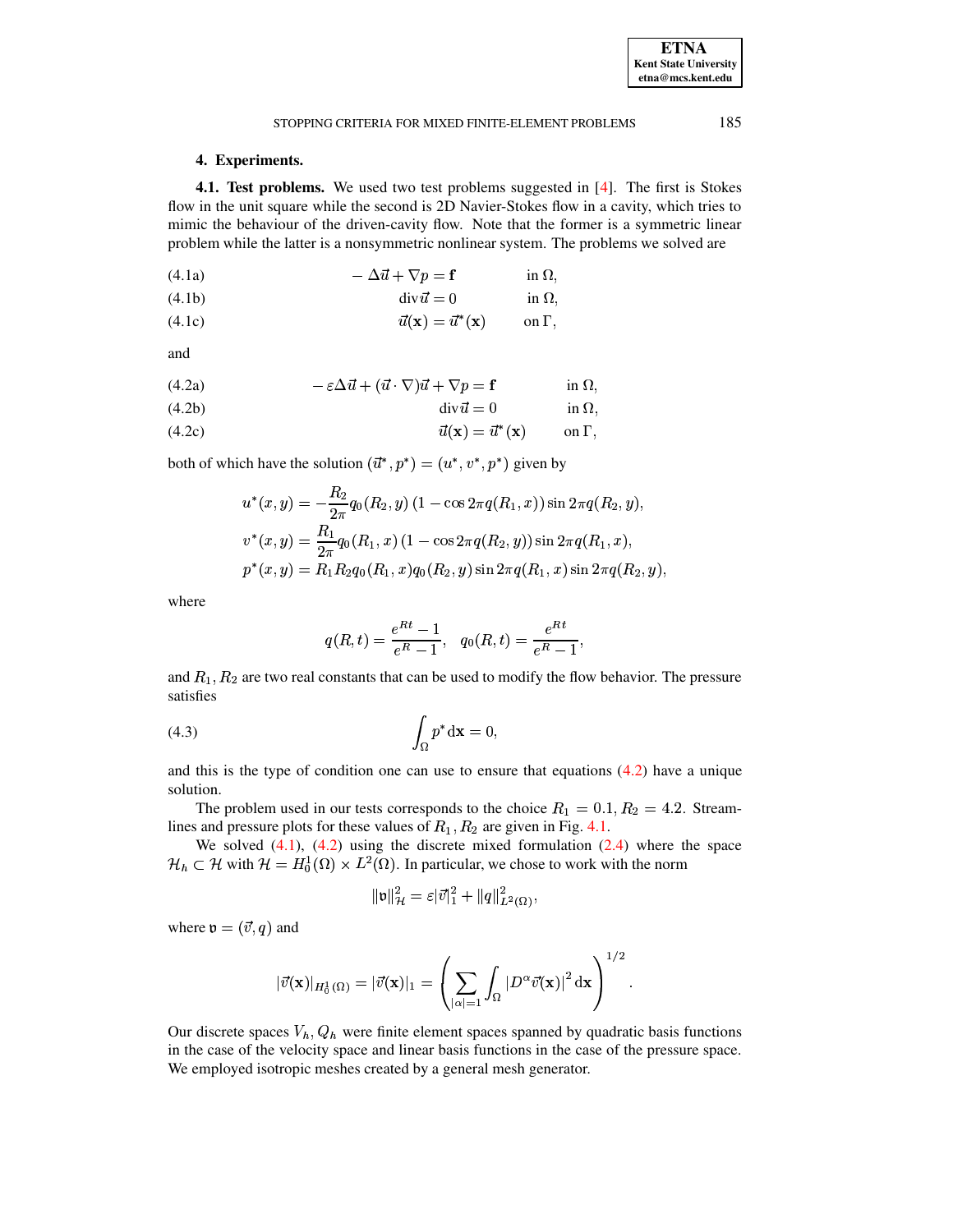## 4. Experiments.

**4.1. Test problems.** We used two test problems suggested in [4]. The first is Stokes flow in the unit square while the second is 2D Navier-Stokes flow in a cavity, which tries to mimic the behaviour of the driven-cavity flow. Note that the former is a symmetric linear problem while the latter is a nonsymmetric nonlinear system. The problems we solved are

$$
\begin{aligned}
&(4.1a) \qquad & -\Delta\vec{u} + \nabla p = \mathbf{f} \qquad & \text{in } \Omega,\\
&(4.1b) \qquad & \operatorname{div}\vec{u} = 0 \qquad & \text{in } \Omega,\\
&(4.1c) \qquad & \vec{u}(\mathbf{x}) = \vec{u}^*(\mathbf{x}) \qquad & \text{on } \Gamma,
\end{aligned}
$$

and

$$
\begin{aligned}
&(4.2a) \qquad & -\varepsilon\Delta\vec{u} + (\vec{u}\cdot\nabla)\vec{u} + \nabla p = \mathbf{f} \qquad & \text{in } \Omega,\\
&(4.2b) \qquad & \operatorname{div}\vec{u} = 0 \qquad & \text{in } \Omega,\\
&(4.2c) \qquad & \vec{u}(\mathbf{x}) = \vec{u}^*(\mathbf{x}) \qquad & \text{on } \Gamma,
\end{aligned}
$$

both of which have the solution $(\vec{u}^*, p^*) = (u^*, v^*, p^*)$ given by

$$
\begin{aligned}
u^*(x,y) &= -\frac{R_2}{2\pi} q_0(R_2, y)\,(1 - \cos 2\pi q(R_1, x)) \sin 2\pi q(R_2, y),\\
v^*(x,y) &= \frac{R_1}{2\pi} q_0(R_1, x)\,(1 - \cos 2\pi q(R_2, y)) \sin 2\pi q(R_1, x),\\
p^*(x,y) &= R_1 R_2 q_0(R_1, x) q_0(R_2, y) \sin 2\pi q(R_1, x) \sin 2\pi q(R_2, y),
\end{aligned}
$$

where

$$
q(R,t) = \frac{e^{Rt} - 1}{e^R - 1}, \quad q_0(R,t) = \frac{e^{Rt}}{e^R - 1},
$$

and $R_1, R_2$ are two real constants that can be used to modify the flow behavior. The pressure satisfies

$$
\int_\Omega p^* \,\mathrm{d}\mathbf{x} = 0, \tag{4.3}
$$

and this is the type of condition one can use to ensure that equations (4.2) have a unique solution.

The problem used in our tests corresponds to the choice $R_1 = 0.1, R_2 = 4.2$. Streamlines and pressure plots for these values of $R_1, R_2$ are given in Fig. 4.1.

We solved (4.1), (4.2) using the discrete mixed formulation (2.4) where the space $\mathcal{H}_h \subset \mathcal{H}$ with $\mathcal{H} = H_0^1(\Omega) \times L^2(\Omega)$. In particular, we chose to work with the norm

$$
\|\mathfrak{v}\|_{\mathcal{H}}^2 = \varepsilon|\vec{v}|_1^2 + \|q\|_{L^2(\Omega)}^2,
$$

where $\mathfrak{v} = (\vec{v}, q)$ and

$$
|\vec{v}(\mathbf{x})|_{H_0^1(\Omega)} = |\vec{v}(\mathbf{x})|_1 = \left(\sum_{|\alpha|=1} \int_\Omega |D^\alpha \vec{v}(\mathbf{x})|^2 \,\mathrm{d}\mathbf{x}\right)^{1/2}.
$$

Our discrete spaces $V_h, Q_h$ were finite element spaces spanned by quadratic basis functions in the case of the velocity space and linear basis functions in the case of the pressure space. We employed isotropic meshes created by a general mesh generator.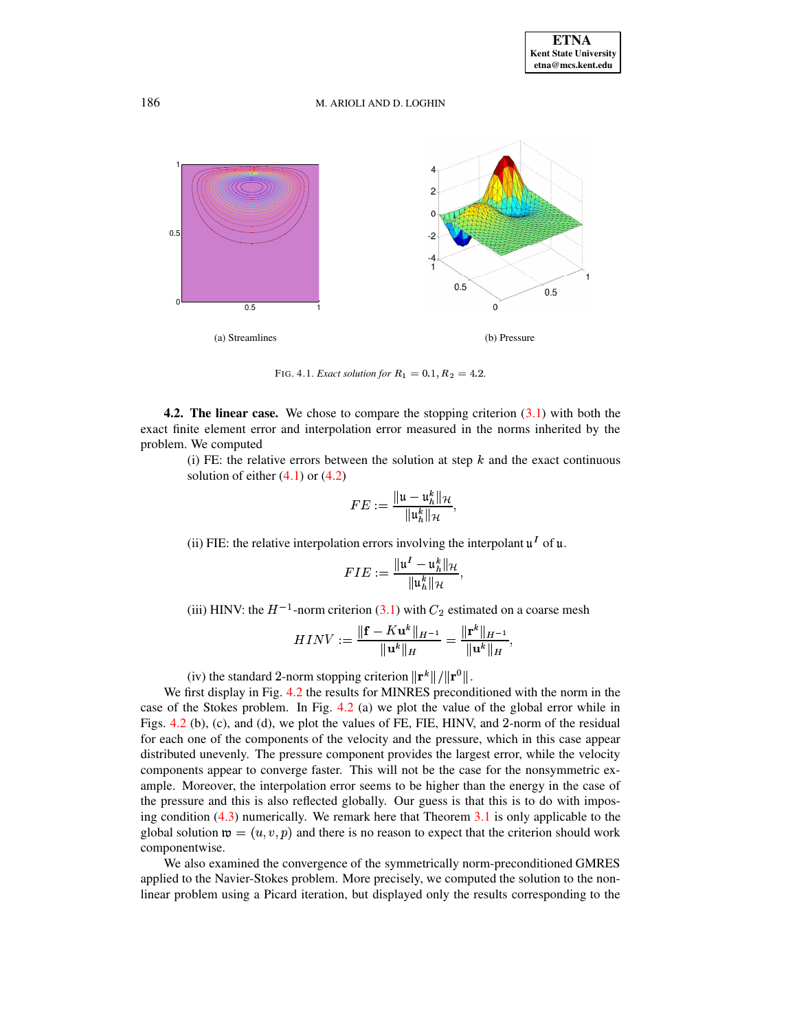(a) Streamlines

(b) Pressure

FIG. 4.1. *Exact solution for* $R_1 = 0.1, R_2 = 4.2$.

**4.2. The linear case.** We chose to compare the stopping criterion (3.1) with both the exact finite element error and interpolation error measured in the norms inherited by the problem. We computed

(i) FE: the relative errors between the solution at step $k$ and the exact continuous solution of either (4.1) or (4.2)

$$FE := \frac{\|\mathfrak{u} - \mathfrak{u}_h^k\|_{\mathcal{H}}}{\|\mathfrak{u}_h^k\|_{\mathcal{H}}},$$

(ii) FIE: the relative interpolation errors involving the interpolant $\mathfrak{u}^I$ of $\mathfrak{u}$.

$$FIE := \frac{\|\mathfrak{u}^I - \mathfrak{u}_h^k\|_{\mathcal{H}}}{\|\mathfrak{u}_h^k\|_{\mathcal{H}}},$$

(iii) HINV: the $H^{-1}$-norm criterion (3.1) with $C_2$ estimated on a coarse mesh

$$HINV := \frac{\|\mathbf{f} - K\mathbf{u}^k\|_{H^{-1}}}{\|\mathbf{u}^k\|_H} = \frac{\|\mathbf{r}^k\|_{H^{-1}}}{\|\mathbf{u}^k\|_H},$$

(iv) the standard 2-norm stopping criterion $\|\mathbf{r}^k\|/\|\mathbf{r}^0\|$.

We first display in Fig. 4.2 the results for MINRES preconditioned with the norm in the case of the Stokes problem. In Fig. 4.2 (a) we plot the value of the global error while in Figs. 4.2 (b), (c), and (d), we plot the values of FE, FIE, HINV, and 2-norm of the residual for each one of the components of the velocity and the pressure, which in this case appear distributed unevenly. The pressure component provides the largest error, while the velocity components appear to converge faster. This will not be the case for the nonsymmetric example. Moreover, the interpolation error seems to be higher than the energy in the case of the pressure and this is also reflected globally. Our guess is that this is to do with imposing condition (4.3) numerically. We remark here that Theorem 3.1 is only applicable to the global solution $\mathfrak{w} = (u, v, p)$ and there is no reason to expect that the criterion should work componentwise.

We also examined the convergence of the symmetrically norm-preconditioned GMRES applied to the Navier-Stokes problem. More precisely, we computed the solution to the nonlinear problem using a Picard iteration, but displayed only the results corresponding to the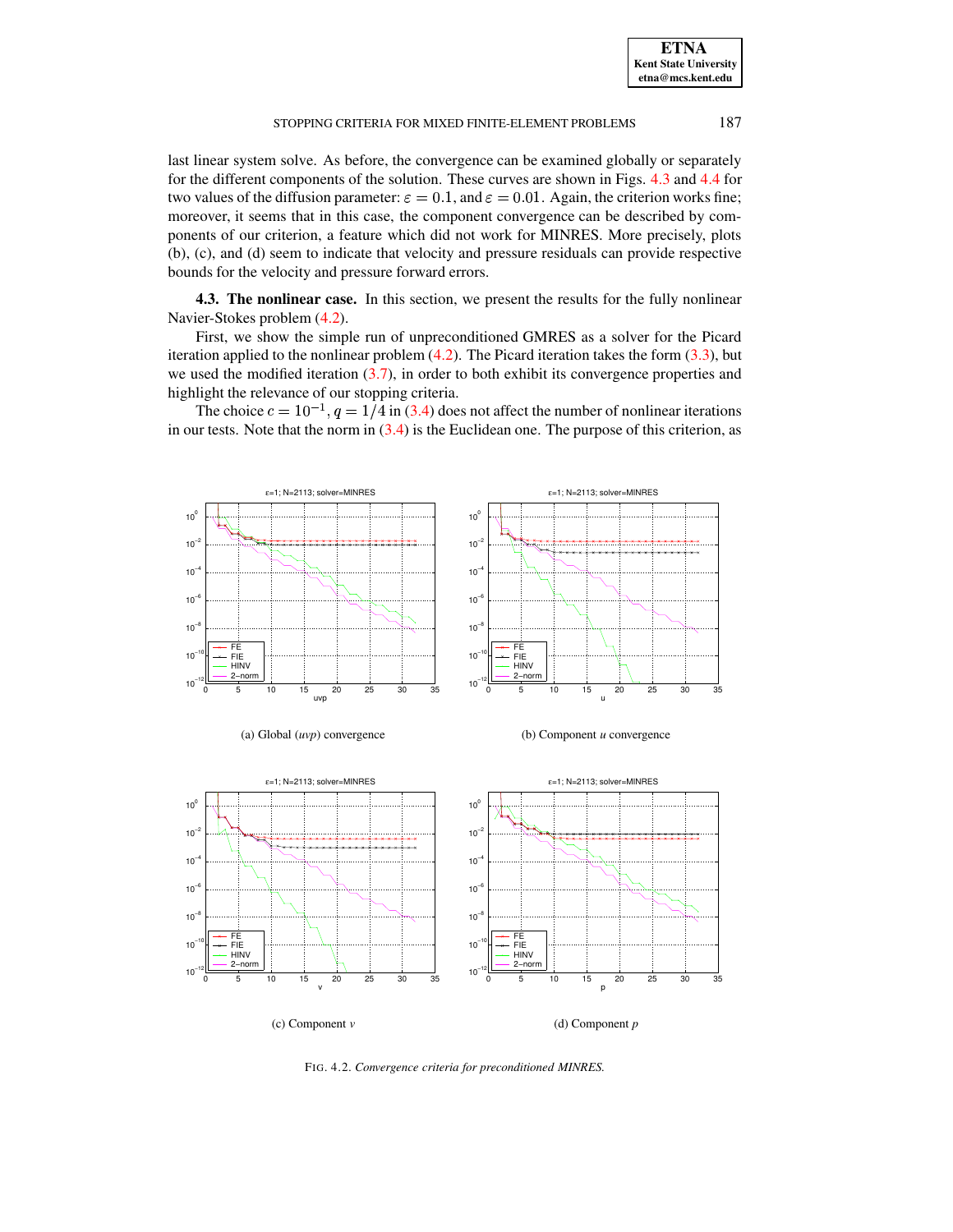last linear system solve. As before, the convergence can be examined globally or separately for the different components of the solution. These curves are shown in Figs. 4.3 and 4.4 for two values of the diffusion parameter: $\varepsilon = 0.1$, and $\varepsilon = 0.01$. Again, the criterion works fine; moreover, it seems that in this case, the component convergence can be described by components of our criterion, a feature which did not work for MINRES. More precisely, plots (b), (c), and (d) seem to indicate that velocity and pressure residuals can provide respective bounds for the velocity and pressure forward errors.

**4.3. The nonlinear case.** In this section, we present the results for the fully nonlinear Navier-Stokes problem (4.2).

First, we show the simple run of unpreconditioned GMRES as a solver for the Picard iteration applied to the nonlinear problem (4.2). The Picard iteration takes the form (3.3), but we used the modified iteration (3.7), in order to both exhibit its convergence properties and highlight the relevance of our stopping criteria.

The choice $c = 10^{-1}, q = 1/4$ in (3.4) does not affect the number of nonlinear iterations in our tests. Note that the norm in (3.4) is the Euclidean one. The purpose of this criterion, as

(a) Global (*uvp*) convergence

(b) Component *u* convergence

(c) Component *v*

(d) Component *p*

FIG. 4.2. *Convergence criteria for preconditioned MINRES.*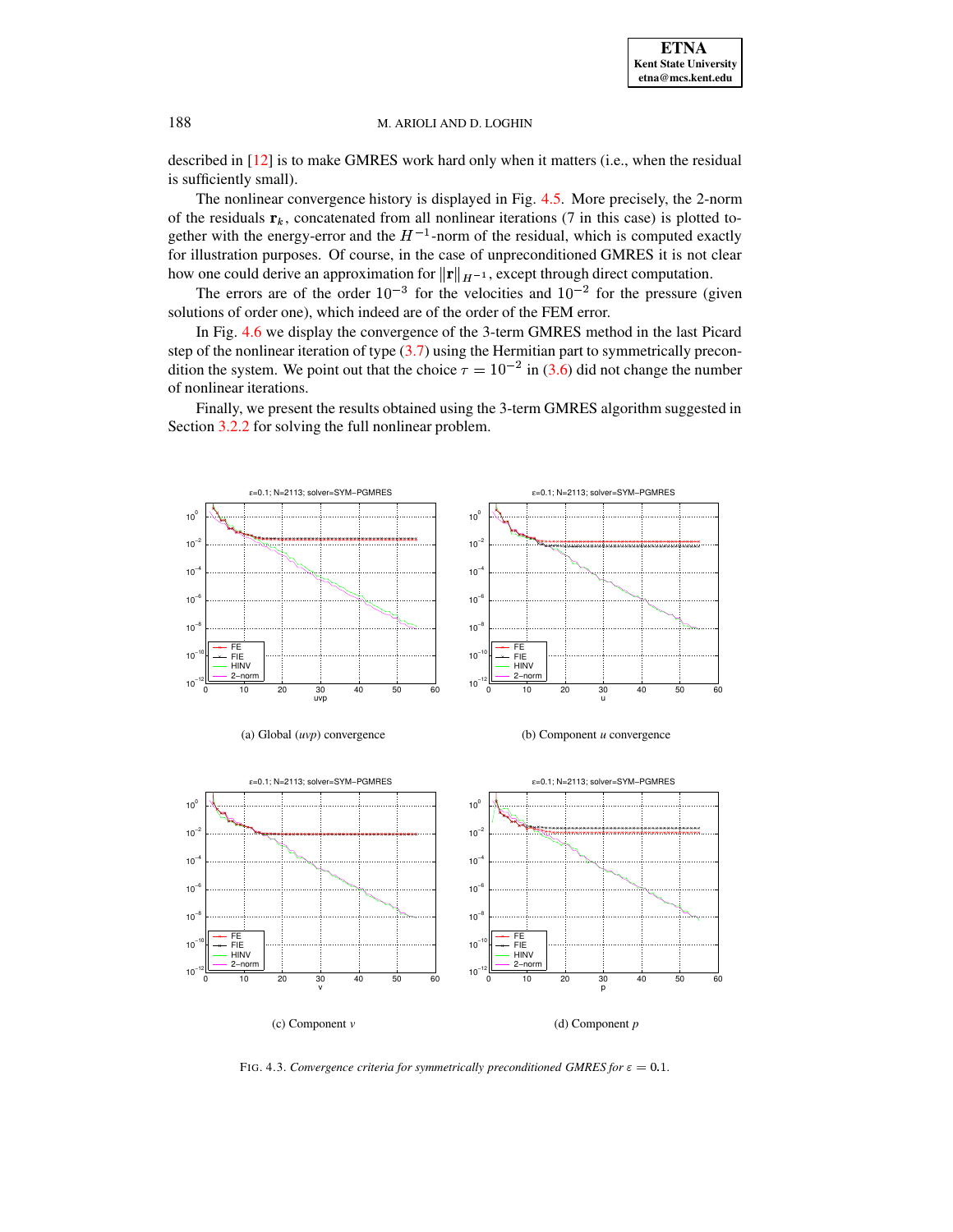described in [12] is to make GMRES work hard only when it matters (i.e., when the residual is sufficiently small).

The nonlinear convergence history is displayed in Fig. 4.5. More precisely, the 2-norm of the residuals $\mathbf{r}_k$, concatenated from all nonlinear iterations (7 in this case) is plotted together with the energy-error and the $H^{-1}$-norm of the residual, which is computed exactly for illustration purposes. Of course, in the case of unpreconditioned GMRES it is not clear how one could derive an approximation for $\|\mathbf{r}\|_{H^{-1}}$, except through direct computation.

The errors are of the order $10^{-3}$ for the velocities and $10^{-2}$ for the pressure (given solutions of order one), which indeed are of the order of the FEM error.

In Fig. 4.6 we display the convergence of the 3-term GMRES method in the last Picard step of the nonlinear iteration of type (3.7) using the Hermitian part to symmetrically precondition the system. We point out that the choice $\tau = 10^{-2}$ in (3.6) did not change the number of nonlinear iterations.

Finally, we present the results obtained using the 3-term GMRES algorithm suggested in Section 3.2.2 for solving the full nonlinear problem.

(a) Global (*uvp*) convergence

(b) Component *u* convergence

(c) Component *v*

(d) Component *p*

FIG. 4.3. *Convergence criteria for symmetrically preconditioned GMRES for* $\varepsilon = 0.1$.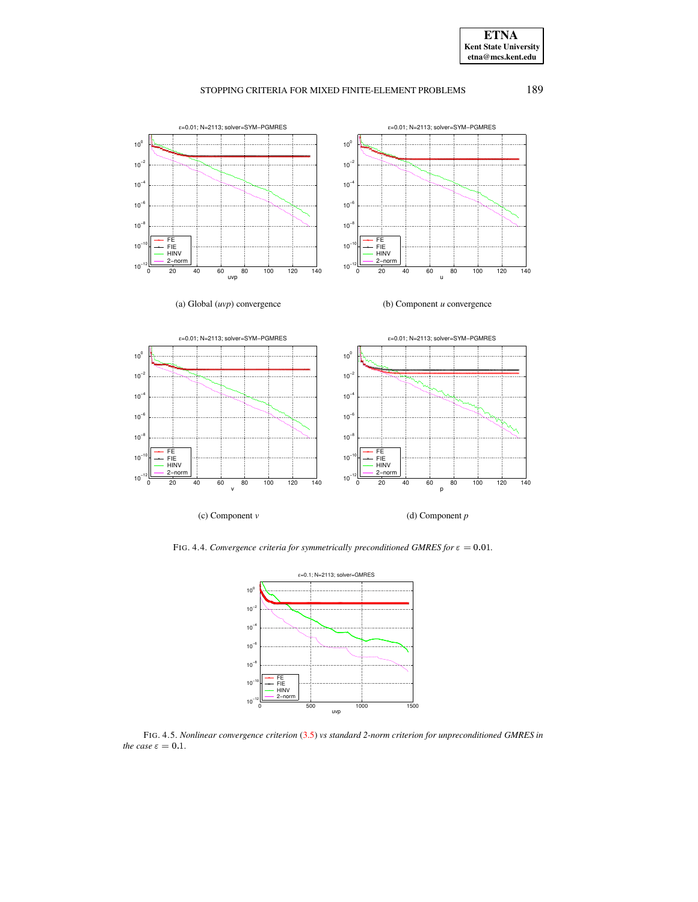(a) Global (*uvp*) convergence

(b) Component *u* convergence

(c) Component *v*

(d) Component *p*

FIG. 4.4. *Convergence criteria for symmetrically preconditioned GMRES for* $\varepsilon = 0.01$*.*

FIG. 4.5. *Nonlinear convergence criterion* (3.5) *vs standard 2-norm criterion for unpreconditioned GMRES in the case* $\varepsilon = 0.1$*.*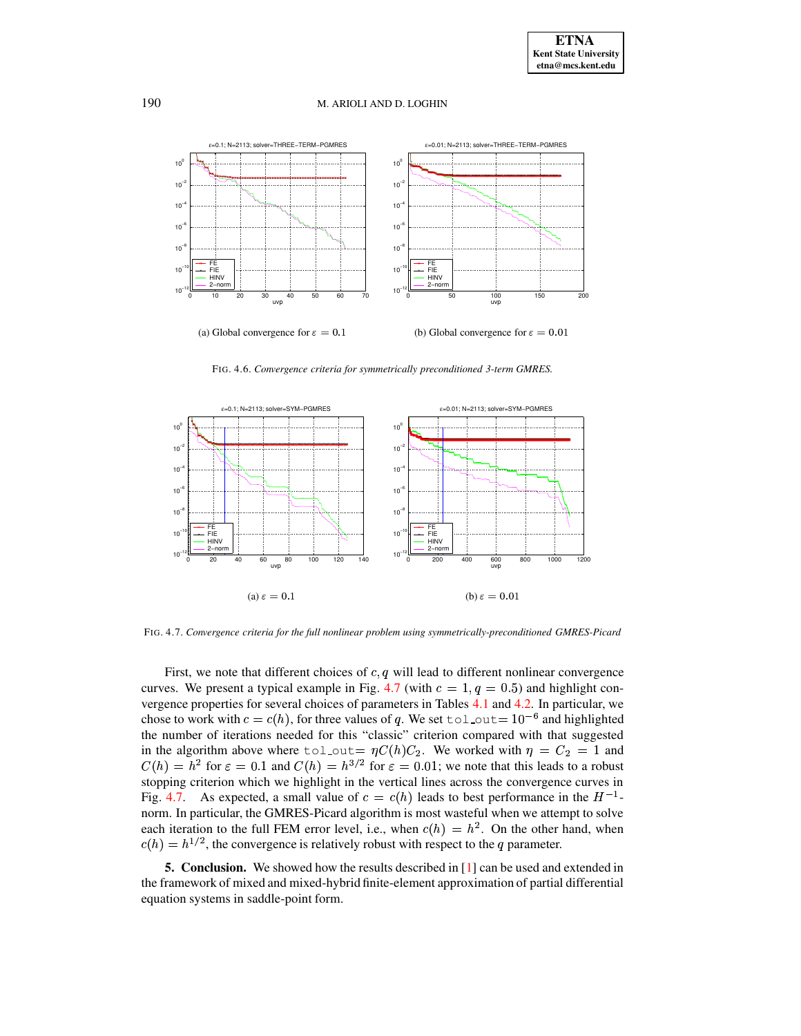(a) Global convergence for $\varepsilon = 0.1$

(b) Global convergence for $\varepsilon = 0.01$

FIG. 4.6. *Convergence criteria for symmetrically preconditioned 3-term GMRES.*

(a) $\varepsilon = 0.1$

(b) $\varepsilon = 0.01$

FIG. 4.7. *Convergence criteria for the full nonlinear problem using symmetrically-preconditioned GMRES-Picard*

First, we note that different choices of $c, q$ will lead to different nonlinear convergence curves. We present a typical example in Fig. 4.7 (with $c = 1, q = 0.5$) and highlight convergence properties for several choices of parameters in Tables 4.1 and 4.2. In particular, we chose to work with $c = c(h)$, for three values of $q$. We set tol_out$= 10^{-6}$ and highlighted the number of iterations needed for this "classic" criterion compared with that suggested in the algorithm above where tol_out$= \eta C(h) C_2$. We worked with $\eta = C_2 = 1$ and $C(h) = h^2$ for $\varepsilon = 0.1$ and $C(h) = h^{3/2}$ for $\varepsilon = 0.01$; we note that this leads to a robust stopping criterion which we highlight in the vertical lines across the convergence curves in Fig. 4.7. As expected, a small value of $c = c(h)$ leads to best performance in the $H^{-1}$-norm. In particular, the GMRES-Picard algorithm is most wasteful when we attempt to solve each iteration to the full FEM error level, i.e., when $c(h) = h^2$. On the other hand, when $c(h) = h^{1/2}$, the convergence is relatively robust with respect to the $q$ parameter.

## 5. Conclusion.

We showed how the results described in [1] can be used and extended in the framework of mixed and mixed-hybrid finite-element approximation of partial differential equation systems in saddle-point form.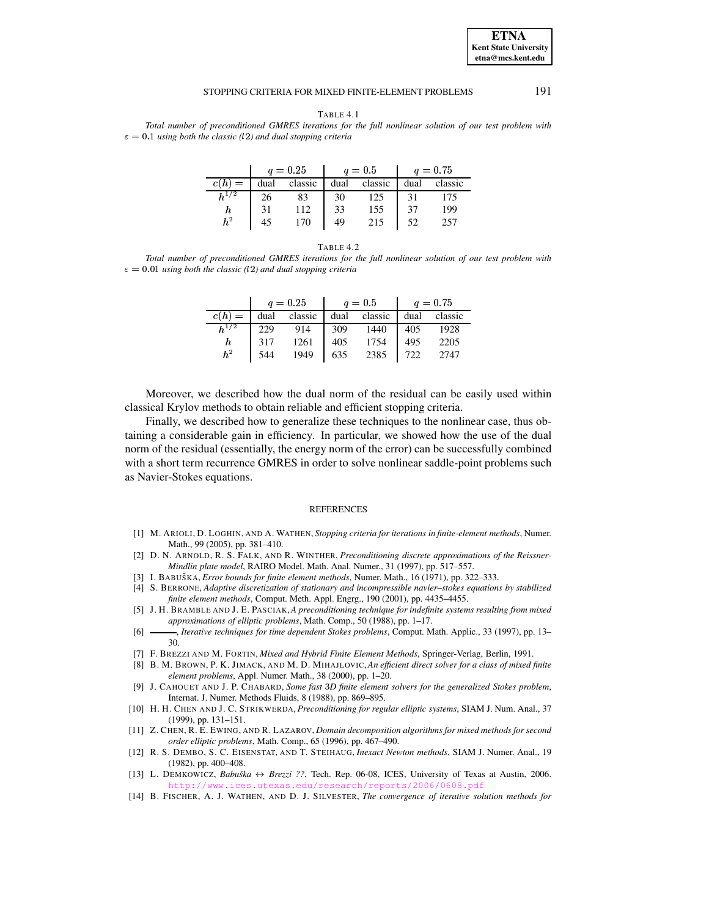TABLE 4.1

*Total number of preconditioned GMRES iterations for the full nonlinear solution of our test problem with* $\varepsilon = 0.1$ *using both the classic (*$l2$*) and dual stopping criteria*

| | $q = 0.25$ | | $q = 0.5$ | | $q = 0.75$ | |
|---|---|---|---|---|---|---|
| $c(h) =$ | dual | classic | dual | classic | dual | classic |
| $h^{1/2}$ | 26 | 83 | 30 | 125 | 31 | 175 |
| $h$ | 31 | 112 | 33 | 155 | 37 | 199 |
| $h^2$ | 45 | 170 | 49 | 215 | 52 | 257 |

TABLE 4.2

*Total number of preconditioned GMRES iterations for the full nonlinear solution of our test problem with* $\varepsilon = 0.01$ *using both the classic (*$l2$*) and dual stopping criteria*

| | $q = 0.25$ | | $q = 0.5$ | | $q = 0.75$ | |
|---|---|---|---|---|---|---|
| $c(h) =$ | dual | classic | dual | classic | dual | classic |
| $h^{1/2}$ | 229 | 914 | 309 | 1440 | 405 | 1928 |
| $h$ | 317 | 1261 | 405 | 1754 | 495 | 2205 |
| $h^2$ | 544 | 1949 | 635 | 2385 | 722 | 2747 |

Moreover, we described how the dual norm of the residual can be easily used within classical Krylov methods to obtain reliable and efficient stopping criteria.

Finally, we described how to generalize these techniques to the nonlinear case, thus obtaining a considerable gain in efficiency. In particular, we showed how the use of the dual norm of the residual (essentially, the energy norm of the error) can be successfully combined with a short term recurrence GMRES in order to solve nonlinear saddle-point problems such as Navier-Stokes equations.

## REFERENCES

[1] M. ARIOLI, D. LOGHIN, AND A. WATHEN, *Stopping criteria for iterations in finite-element methods*, Numer. Math., 99 (2005), pp. 381–410.

[2] D. N. ARNOLD, R. S. FALK, AND R. WINTHER, *Preconditioning discrete approximations of the Reissner-Mindlin plate model*, RAIRO Model. Math. Anal. Numer., 31 (1997), pp. 517–557.

[3] I. BABUŠKA, *Error bounds for finite element methods*, Numer. Math., 16 (1971), pp. 322–333.

[4] S. BERRONE, *Adaptive discretization of stationary and incompressible navier–stokes equations by stabilized finite element methods*, Comput. Meth. Appl. Engrg., 190 (2001), pp. 4435–4455.

[5] J. H. BRAMBLE AND J. E. PASCIAK, *A preconditioning technique for indefinite systems resulting from mixed approximations of elliptic problems*, Math. Comp., 50 (1988), pp. 1–17.

[6] ———, *Iterative techniques for time dependent Stokes problems*, Comput. Math. Applic., 33 (1997), pp. 13–30.

[7] F. BREZZI AND M. FORTIN, *Mixed and Hybrid Finite Element Methods*, Springer-Verlag, Berlin, 1991.

[8] B. M. BROWN, P. K. JIMACK, AND M. D. MIHAJLOVIC, *An efficient direct solver for a class of mixed finite element problems*, Appl. Numer. Math., 38 (2000), pp. 1–20.

[9] J. CAHOUET AND J. P. CHABARD, *Some fast 3D finite element solvers for the generalized Stokes problem*, Internat. J. Numer. Methods Fluids, 8 (1988), pp. 869–895.

[10] H. H. CHEN AND J. C. STRIKWERDA, *Preconditioning for regular elliptic systems*, SIAM J. Num. Anal., 37 (1999), pp. 131–151.

[11] Z. CHEN, R. E. EWING, AND R. LAZAROV, *Domain decomposition algorithms for mixed methods for second order elliptic problems*, Math. Comp., 65 (1996), pp. 467–490.

[12] R. S. DEMBO, S. C. EISENSTAT, AND T. STEIHAUG, *Inexact Newton methods*, SIAM J. Numer. Anal., 19 (1982), pp. 400–408.

[13] L. DEMKOWICZ, *Babuška ↔ Brezzi ??*, Tech. Rep. 06-08, ICES, University of Texas at Austin, 2006. http://www.ices.utexas.edu/research/reports/2006/0608.pdf

[14] B. FISCHER, A. J. WATHEN, AND D. J. SILVESTER, *The convergence of iterative solution methods for*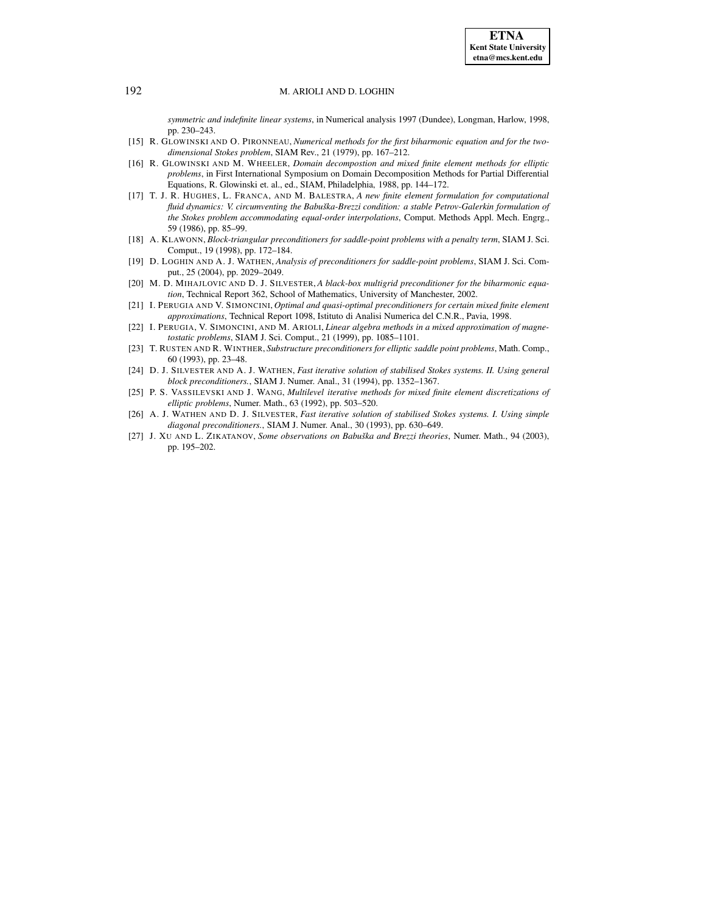*symmetric and indefinite linear systems*, in Numerical analysis 1997 (Dundee), Longman, Harlow, 1998, pp. 230–243.

[15] R. GLOWINSKI AND O. PIRONNEAU, *Numerical methods for the first biharmonic equation and for the two-dimensional Stokes problem*, SIAM Rev., 21 (1979), pp. 167–212.

[16] R. GLOWINSKI AND M. WHEELER, *Domain decompostion and mixed finite element methods for elliptic problems*, in First International Symposium on Domain Decomposition Methods for Partial Differential Equations, R. Glowinski et. al., ed., SIAM, Philadelphia, 1988, pp. 144–172.

[17] T. J. R. HUGHES, L. FRANCA, AND M. BALESTRA, *A new finite element formulation for computational fluid dynamics: V. circumventing the Babuška-Brezzi condition: a stable Petrov-Galerkin formulation of the Stokes problem accommodating equal-order interpolations*, Comput. Methods Appl. Mech. Engrg., 59 (1986), pp. 85–99.

[18] A. KLAWONN, *Block-triangular preconditioners for saddle-point problems with a penalty term*, SIAM J. Sci. Comput., 19 (1998), pp. 172–184.

[19] D. LOGHIN AND A. J. WATHEN, *Analysis of preconditioners for saddle-point problems*, SIAM J. Sci. Comput., 25 (2004), pp. 2029–2049.

[20] M. D. MIHAJLOVIC AND D. J. SILVESTER, *A black-box multigrid preconditioner for the biharmonic equation*, Technical Report 362, School of Mathematics, University of Manchester, 2002.

[21] I. PERUGIA AND V. SIMONCINI, *Optimal and quasi-optimal preconditioners for certain mixed finite element approximations*, Technical Report 1098, Istituto di Analisi Numerica del C.N.R., Pavia, 1998.

[22] I. PERUGIA, V. SIMONCINI, AND M. ARIOLI, *Linear algebra methods in a mixed approximation of magnetostatic problems*, SIAM J. Sci. Comput., 21 (1999), pp. 1085–1101.

[23] T. RUSTEN AND R. WINTHER, *Substructure preconditioners for elliptic saddle point problems*, Math. Comp., 60 (1993), pp. 23–48.

[24] D. J. SILVESTER AND A. J. WATHEN, *Fast iterative solution of stabilised Stokes systems. II. Using general block preconditioners.*, SIAM J. Numer. Anal., 31 (1994), pp. 1352–1367.

[25] P. S. VASSILEVSKI AND J. WANG, *Multilevel iterative methods for mixed finite element discretizations of elliptic problems*, Numer. Math., 63 (1992), pp. 503–520.

[26] A. J. WATHEN AND D. J. SILVESTER, *Fast iterative solution of stabilised Stokes systems. I. Using simple diagonal preconditioners.*, SIAM J. Numer. Anal., 30 (1993), pp. 630–649.

[27] J. XU AND L. ZIKATANOV, *Some observations on Babuška and Brezzi theories*, Numer. Math., 94 (2003), pp. 195–202.